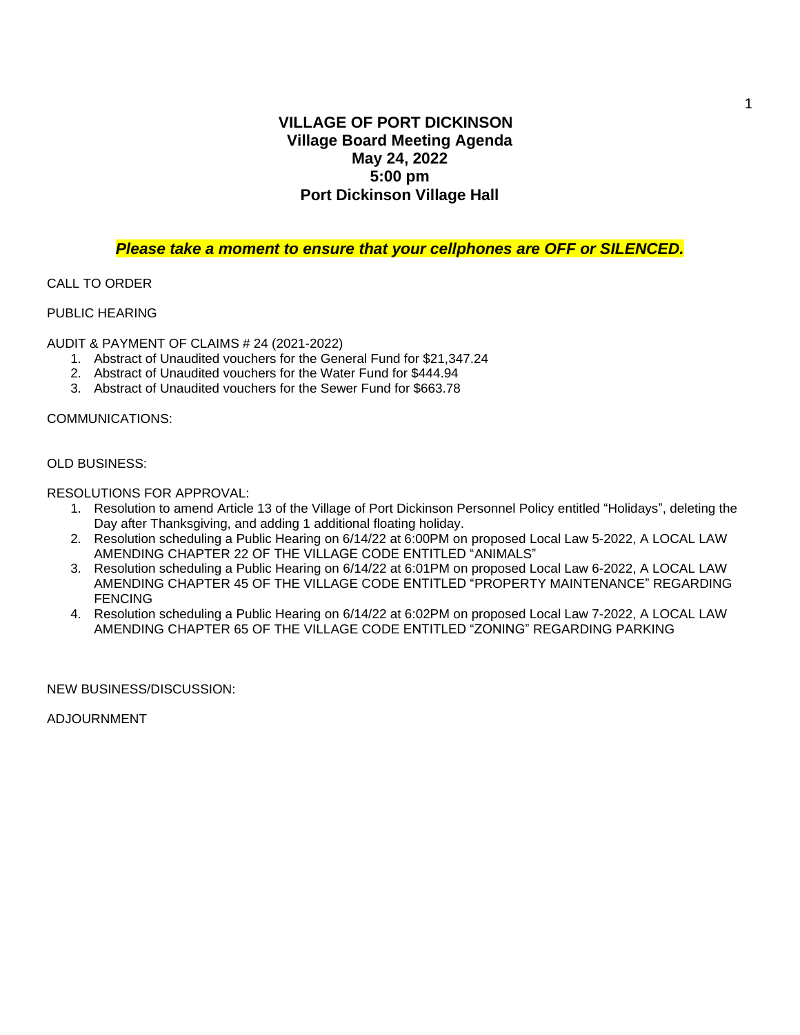# VILLAGE OF PORT DICKINSON
## Village Board Meeting Agenda
## May 24, 2022
## 5:00 pm
## Port Dickinson Village Hall

***Please take a moment to ensure that your cellphones are OFF or SILENCED.***

CALL TO ORDER

PUBLIC HEARING

AUDIT & PAYMENT OF CLAIMS # 24 (2021-2022)

1. Abstract of Unaudited vouchers for the General Fund for $21,347.24
2. Abstract of Unaudited vouchers for the Water Fund for $444.94
3. Abstract of Unaudited vouchers for the Sewer Fund for $663.78

COMMUNICATIONS:

OLD BUSINESS:

RESOLUTIONS FOR APPROVAL:

1. Resolution to amend Article 13 of the Village of Port Dickinson Personnel Policy entitled "Holidays", deleting the Day after Thanksgiving, and adding 1 additional floating holiday.
2. Resolution scheduling a Public Hearing on 6/14/22 at 6:00PM on proposed Local Law 5-2022, A LOCAL LAW AMENDING CHAPTER 22 OF THE VILLAGE CODE ENTITLED "ANIMALS"
3. Resolution scheduling a Public Hearing on 6/14/22 at 6:01PM on proposed Local Law 6-2022, A LOCAL LAW AMENDING CHAPTER 45 OF THE VILLAGE CODE ENTITLED "PROPERTY MAINTENANCE" REGARDING FENCING
4. Resolution scheduling a Public Hearing on 6/14/22 at 6:02PM on proposed Local Law 7-2022, A LOCAL LAW AMENDING CHAPTER 65 OF THE VILLAGE CODE ENTITLED "ZONING" REGARDING PARKING

NEW BUSINESS/DISCUSSION:

ADJOURNMENT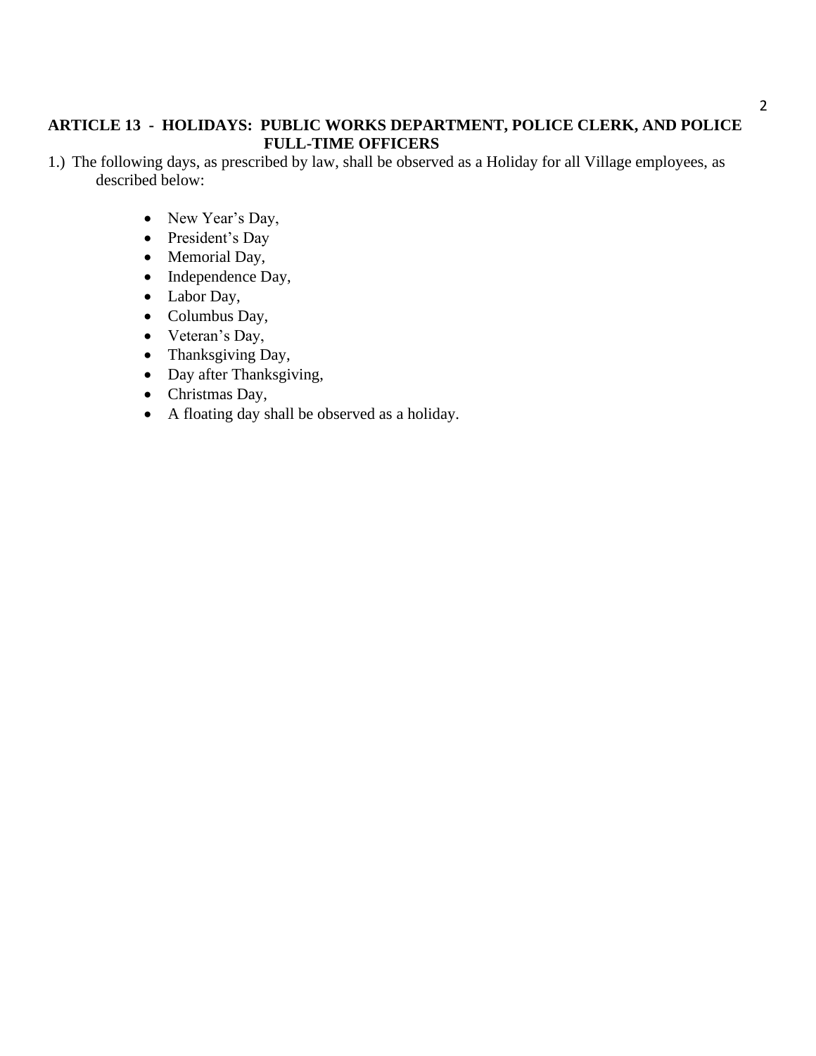**ARTICLE 13 - HOLIDAYS: PUBLIC WORKS DEPARTMENT, POLICE CLERK, AND POLICE FULL-TIME OFFICERS**

1.) The following days, as prescribed by law, shall be observed as a Holiday for all Village employees, as described below:

- New Year's Day,
- President's Day
- Memorial Day,
- Independence Day,
- Labor Day,
- Columbus Day,
- Veteran's Day,
- Thanksgiving Day,
- Day after Thanksgiving,
- Christmas Day,
- A floating day shall be observed as a holiday.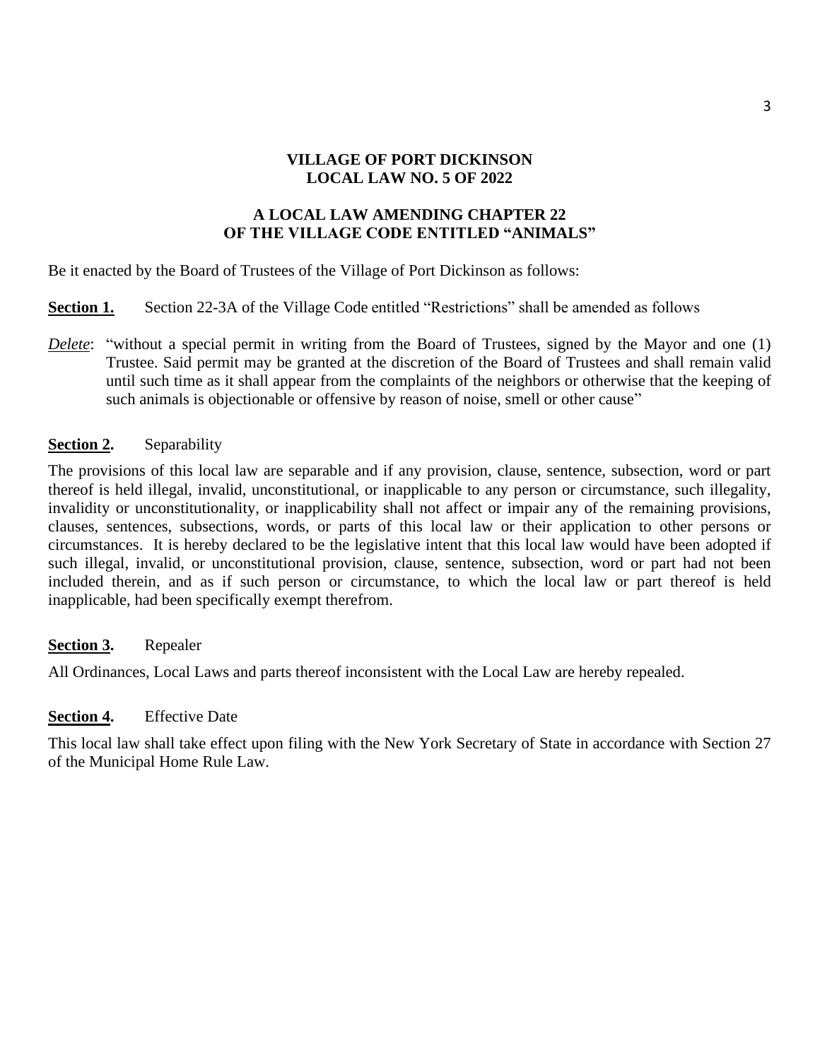**VILLAGE OF PORT DICKINSON**
**LOCAL LAW NO. 5 OF 2022**

**A LOCAL LAW AMENDING CHAPTER 22**
**OF THE VILLAGE CODE ENTITLED "ANIMALS"**

Be it enacted by the Board of Trustees of the Village of Port Dickinson as follows:

**Section 1.** Section 22-3A of the Village Code entitled "Restrictions" shall be amended as follows

*Delete*: "without a special permit in writing from the Board of Trustees, signed by the Mayor and one (1) Trustee. Said permit may be granted at the discretion of the Board of Trustees and shall remain valid until such time as it shall appear from the complaints of the neighbors or otherwise that the keeping of such animals is objectionable or offensive by reason of noise, smell or other cause"

**Section 2.** Separability

The provisions of this local law are separable and if any provision, clause, sentence, subsection, word or part thereof is held illegal, invalid, unconstitutional, or inapplicable to any person or circumstance, such illegality, invalidity or unconstitutionality, or inapplicability shall not affect or impair any of the remaining provisions, clauses, sentences, subsections, words, or parts of this local law or their application to other persons or circumstances. It is hereby declared to be the legislative intent that this local law would have been adopted if such illegal, invalid, or unconstitutional provision, clause, sentence, subsection, word or part had not been included therein, and as if such person or circumstance, to which the local law or part thereof is held inapplicable, had been specifically exempt therefrom.

**Section 3.** Repealer

All Ordinances, Local Laws and parts thereof inconsistent with the Local Law are hereby repealed.

**Section 4.** Effective Date

This local law shall take effect upon filing with the New York Secretary of State in accordance with Section 27 of the Municipal Home Rule Law.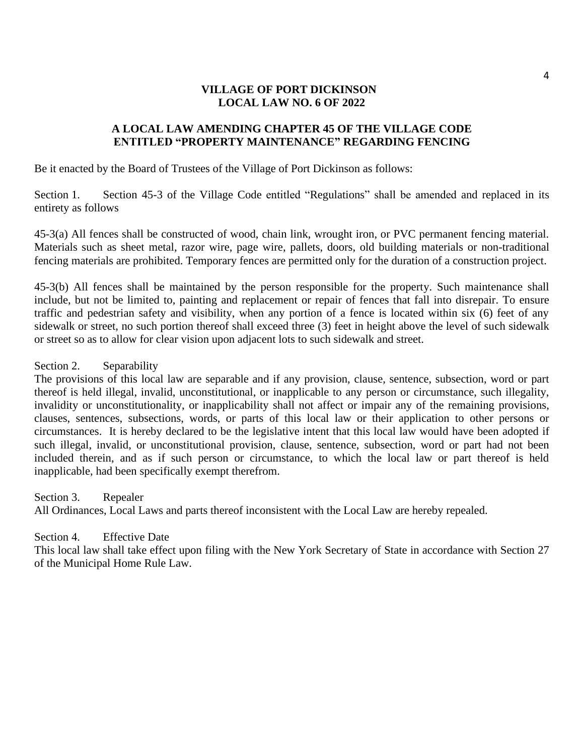**VILLAGE OF PORT DICKINSON**
**LOCAL LAW NO. 6 OF 2022**

**A LOCAL LAW AMENDING CHAPTER 45 OF THE VILLAGE CODE ENTITLED "PROPERTY MAINTENANCE" REGARDING FENCING**

Be it enacted by the Board of Trustees of the Village of Port Dickinson as follows:

Section 1. Section 45-3 of the Village Code entitled "Regulations" shall be amended and replaced in its entirety as follows

45-3(a) All fences shall be constructed of wood, chain link, wrought iron, or PVC permanent fencing material. Materials such as sheet metal, razor wire, page wire, pallets, doors, old building materials or non-traditional fencing materials are prohibited. Temporary fences are permitted only for the duration of a construction project.

45-3(b) All fences shall be maintained by the person responsible for the property. Such maintenance shall include, but not be limited to, painting and replacement or repair of fences that fall into disrepair. To ensure traffic and pedestrian safety and visibility, when any portion of a fence is located within six (6) feet of any sidewalk or street, no such portion thereof shall exceed three (3) feet in height above the level of such sidewalk or street so as to allow for clear vision upon adjacent lots to such sidewalk and street.

Section 2. Separability

The provisions of this local law are separable and if any provision, clause, sentence, subsection, word or part thereof is held illegal, invalid, unconstitutional, or inapplicable to any person or circumstance, such illegality, invalidity or unconstitutionality, or inapplicability shall not affect or impair any of the remaining provisions, clauses, sentences, subsections, words, or parts of this local law or their application to other persons or circumstances. It is hereby declared to be the legislative intent that this local law would have been adopted if such illegal, invalid, or unconstitutional provision, clause, sentence, subsection, word or part had not been included therein, and as if such person or circumstance, to which the local law or part thereof is held inapplicable, had been specifically exempt therefrom.

Section 3. Repealer

All Ordinances, Local Laws and parts thereof inconsistent with the Local Law are hereby repealed.

Section 4. Effective Date

This local law shall take effect upon filing with the New York Secretary of State in accordance with Section 27 of the Municipal Home Rule Law.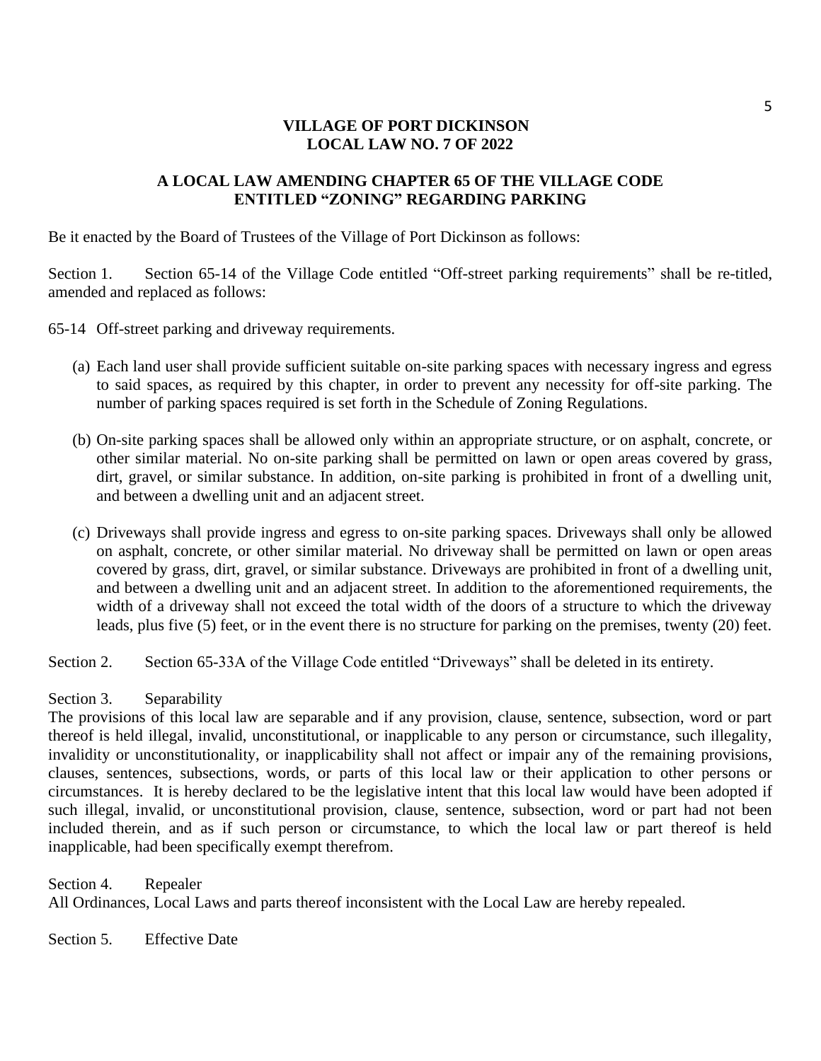# VILLAGE OF PORT DICKINSON
# LOCAL LAW NO. 7 OF 2022

## A LOCAL LAW AMENDING CHAPTER 65 OF THE VILLAGE CODE ENTITLED "ZONING" REGARDING PARKING

Be it enacted by the Board of Trustees of the Village of Port Dickinson as follows:

Section 1. Section 65-14 of the Village Code entitled "Off-street parking requirements" shall be re-titled, amended and replaced as follows:

65-14 Off-street parking and driveway requirements.

(a) Each land user shall provide sufficient suitable on-site parking spaces with necessary ingress and egress to said spaces, as required by this chapter, in order to prevent any necessity for off-site parking. The number of parking spaces required is set forth in the Schedule of Zoning Regulations.

(b) On-site parking spaces shall be allowed only within an appropriate structure, or on asphalt, concrete, or other similar material. No on-site parking shall be permitted on lawn or open areas covered by grass, dirt, gravel, or similar substance. In addition, on-site parking is prohibited in front of a dwelling unit, and between a dwelling unit and an adjacent street.

(c) Driveways shall provide ingress and egress to on-site parking spaces. Driveways shall only be allowed on asphalt, concrete, or other similar material. No driveway shall be permitted on lawn or open areas covered by grass, dirt, gravel, or similar substance. Driveways are prohibited in front of a dwelling unit, and between a dwelling unit and an adjacent street. In addition to the aforementioned requirements, the width of a driveway shall not exceed the total width of the doors of a structure to which the driveway leads, plus five (5) feet, or in the event there is no structure for parking on the premises, twenty (20) feet.

Section 2. Section 65-33A of the Village Code entitled "Driveways" shall be deleted in its entirety.

Section 3. Separability

The provisions of this local law are separable and if any provision, clause, sentence, subsection, word or part thereof is held illegal, invalid, unconstitutional, or inapplicable to any person or circumstance, such illegality, invalidity or unconstitutionality, or inapplicability shall not affect or impair any of the remaining provisions, clauses, sentences, subsections, words, or parts of this local law or their application to other persons or circumstances. It is hereby declared to be the legislative intent that this local law would have been adopted if such illegal, invalid, or unconstitutional provision, clause, sentence, subsection, word or part had not been included therein, and as if such person or circumstance, to which the local law or part thereof is held inapplicable, had been specifically exempt therefrom.

Section 4. Repealer

All Ordinances, Local Laws and parts thereof inconsistent with the Local Law are hereby repealed.

Section 5. Effective Date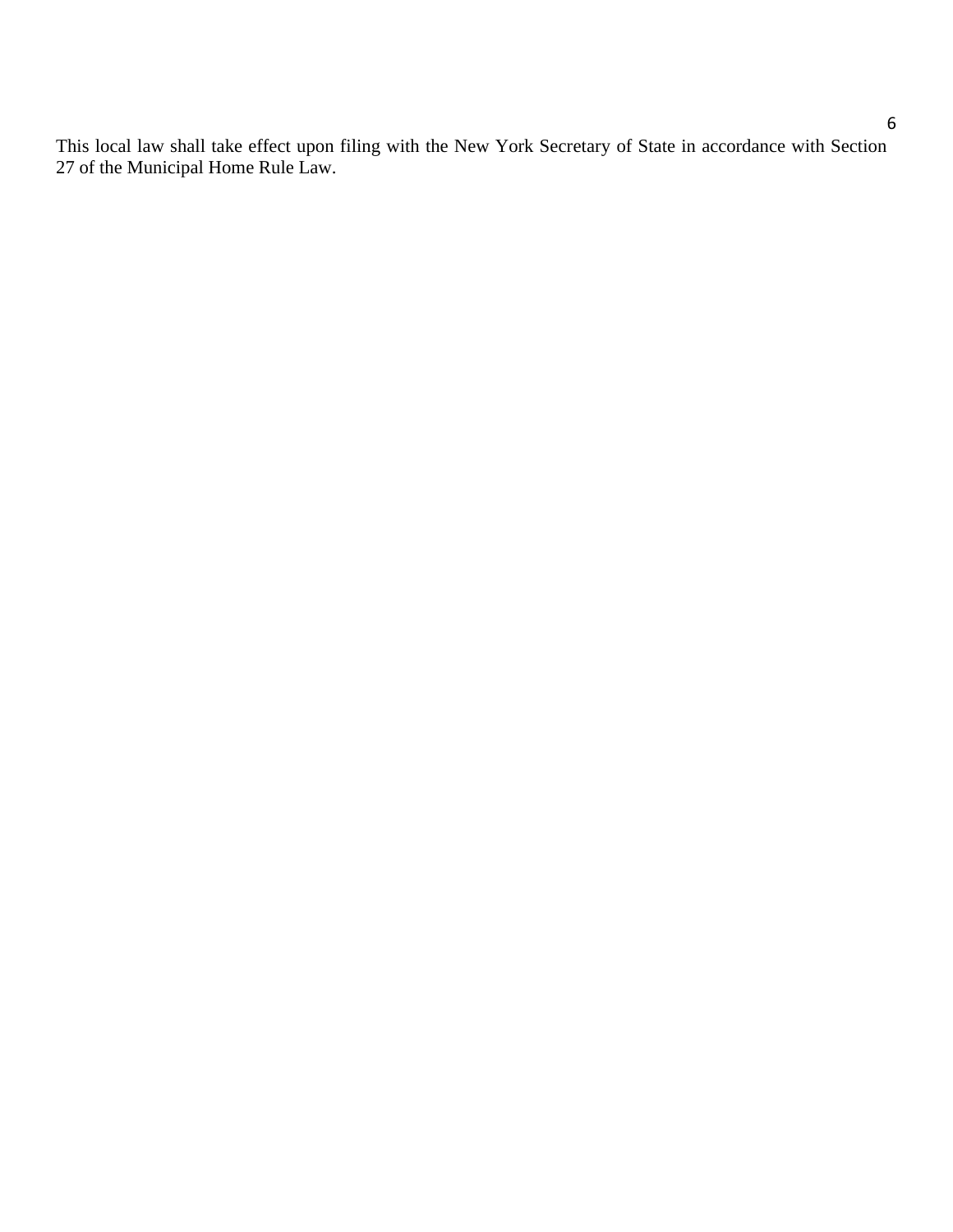This local law shall take effect upon filing with the New York Secretary of State in accordance with Section 27 of the Municipal Home Rule Law.